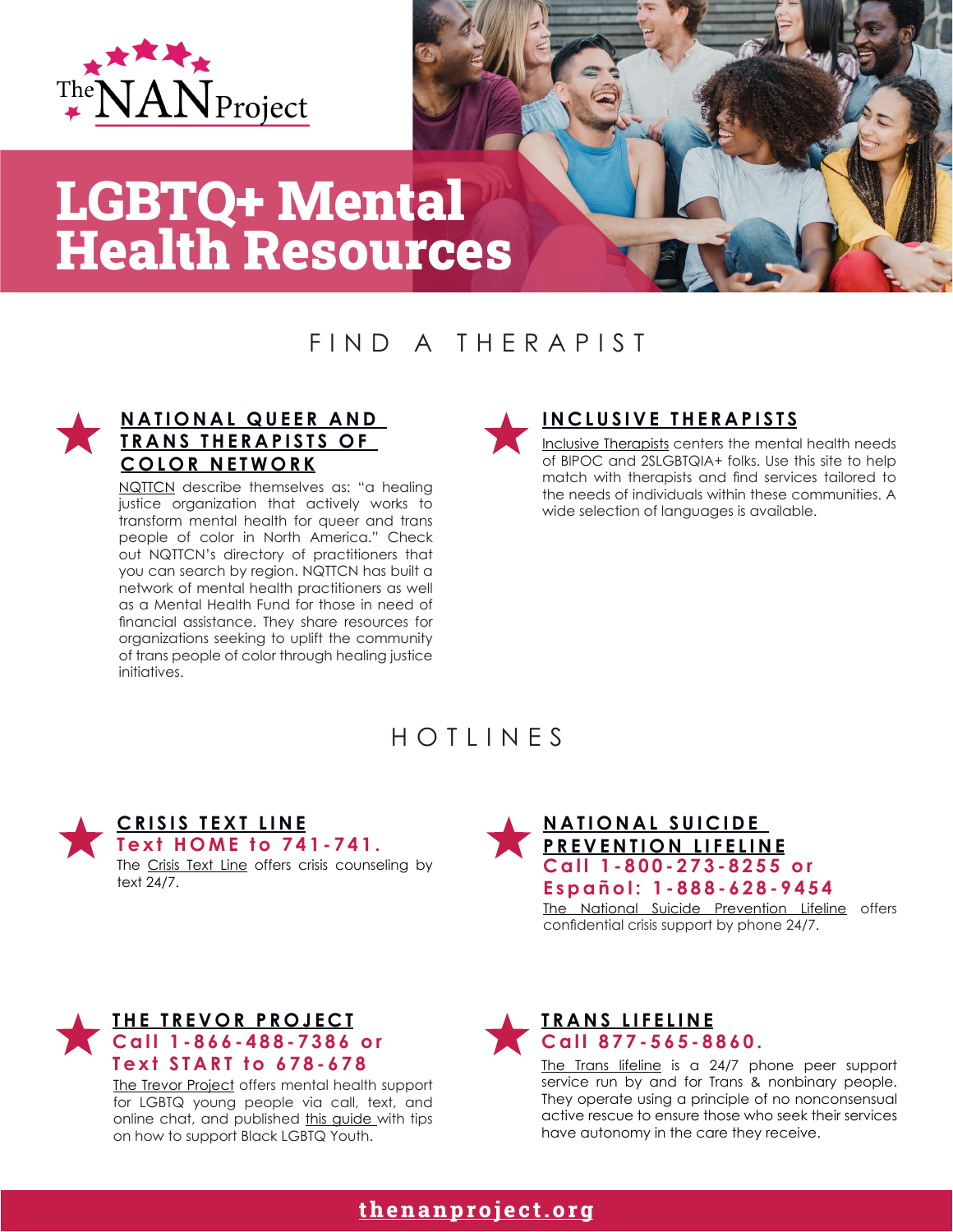The NAN Project

# LGBTQ+ Mental Health Resources

## FIND A THERAPIST

### NATIONAL QUEER AND TRANS THERAPISTS OF COLOR NETWORK

NQTTCN describe themselves as: "a healing justice organization that actively works to transform mental health for queer and trans people of color in North America." Check out NQTTCN's directory of practitioners that you can search by region. NQTTCN has built a network of mental health practitioners as well as a Mental Health Fund for those in need of financial assistance. They share resources for organizations seeking to uplift the community of trans people of color through healing justice initiatives.

### INCLUSIVE THERAPISTS

Inclusive Therapists centers the mental health needs of BIPOC and 2SLGBTQIA+ folks. Use this site to help match with therapists and find services tailored to the needs of individuals within these communities. A wide selection of languages is available.

## HOTLINES

### CRISIS TEXT LINE

**Text HOME to 741-741.**

The Crisis Text Line offers crisis counseling by text 24/7.

### NATIONAL SUICIDE PREVENTION LIFELINE

**Call 1-800-273-8255 or Español: 1-888-628-9454**

The National Suicide Prevention Lifeline offers confidential crisis support by phone 24/7.

### THE TREVOR PROJECT

**Call 1-866-488-7386 or Text START to 678-678**

The Trevor Project offers mental health support for LGBTQ young people via call, text, and online chat, and published this guide with tips on how to support Black LGBTQ Youth.

### TRANS LIFELINE

**Call 877-565-8860.**

The Trans lifeline is a 24/7 phone peer support service run by and for Trans & nonbinary people. They operate using a principle of no nonconsensual active rescue to ensure those who seek their services have autonomy in the care they receive.

thenanproject.org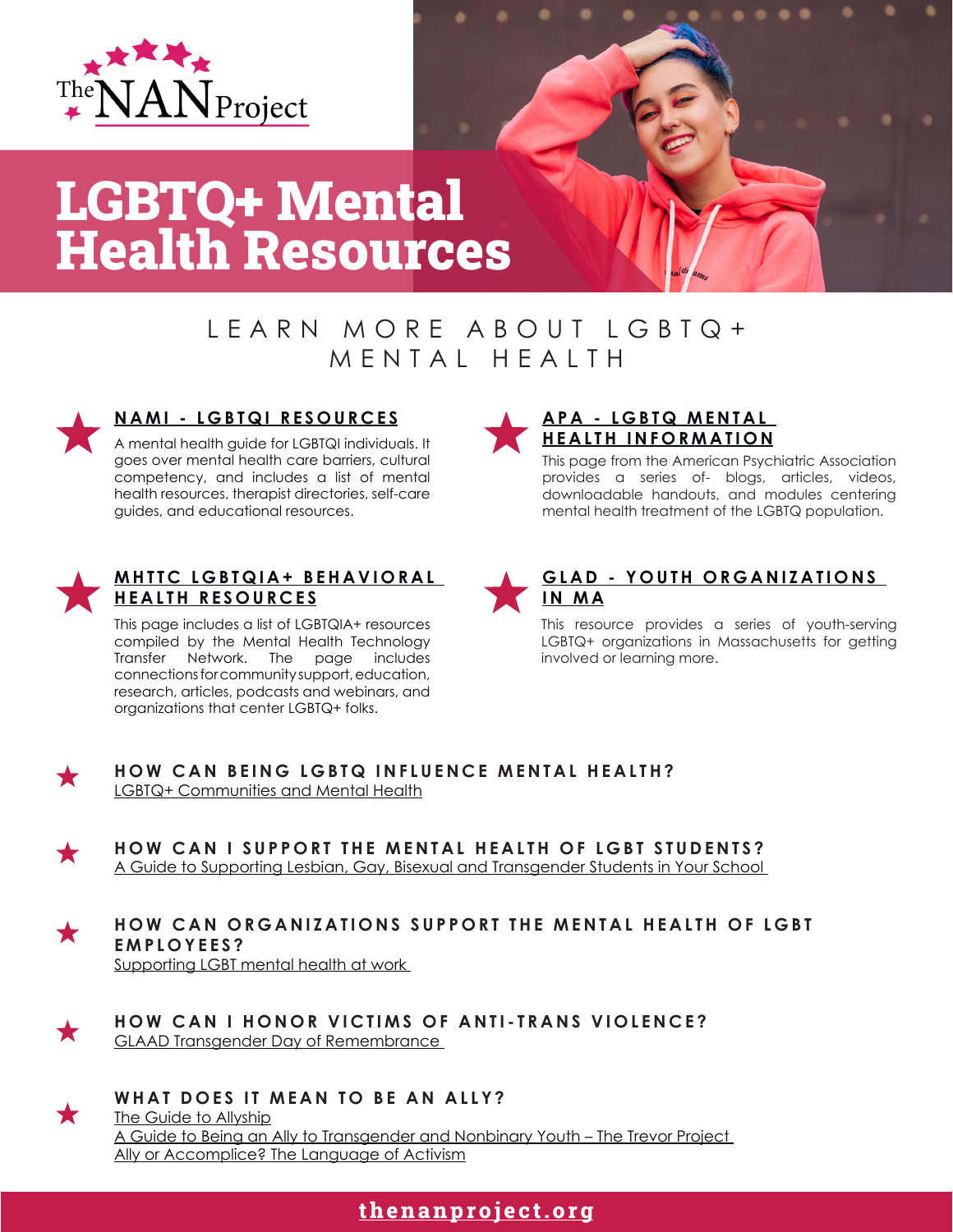The NAN Project

# LGBTQ+ Mental Health Resources

## LEARN MORE ABOUT LGBTQ+ MENTAL HEALTH

### NAMI - LGBTQI RESOURCES

A mental health guide for LGBTQI individuals. It goes over mental health care barriers, cultural competency, and includes a list of mental health resources, therapist directories, self-care guides, and educational resources.

### APA - LGBTQ MENTAL HEALTH INFORMATION

This page from the American Psychiatric Association provides a series of- blogs, articles, videos, downloadable handouts, and modules centering mental health treatment of the LGBTQ population.

### MHTTC LGBTQIA+ BEHAVIORAL HEALTH RESOURCES

This page includes a list of LGBTQIA+ resources compiled by the Mental Health Technology Transfer Network. The page includes connections for community support, education, research, articles, podcasts and webinars, and organizations that center LGBTQ+ folks.

### GLAD - YOUTH ORGANIZATIONS IN MA

This resource provides a series of youth-serving LGBTQ+ organizations in Massachusetts for getting involved or learning more.

### HOW CAN BEING LGBTQ INFLUENCE MENTAL HEALTH?

LGBTQ+ Communities and Mental Health

### HOW CAN I SUPPORT THE MENTAL HEALTH OF LGBT STUDENTS?

A Guide to Supporting Lesbian, Gay, Bisexual and Transgender Students in Your School

### HOW CAN ORGANIZATIONS SUPPORT THE MENTAL HEALTH OF LGBT EMPLOYEES?

Supporting LGBT mental health at work

### HOW CAN I HONOR VICTIMS OF ANTI-TRANS VIOLENCE?

GLAAD Transgender Day of Remembrance

### WHAT DOES IT MEAN TO BE AN ALLY?

The Guide to Allyship

A Guide to Being an Ally to Transgender and Nonbinary Youth – The Trevor Project

Ally or Accomplice? The Language of Activism

thenanproject.org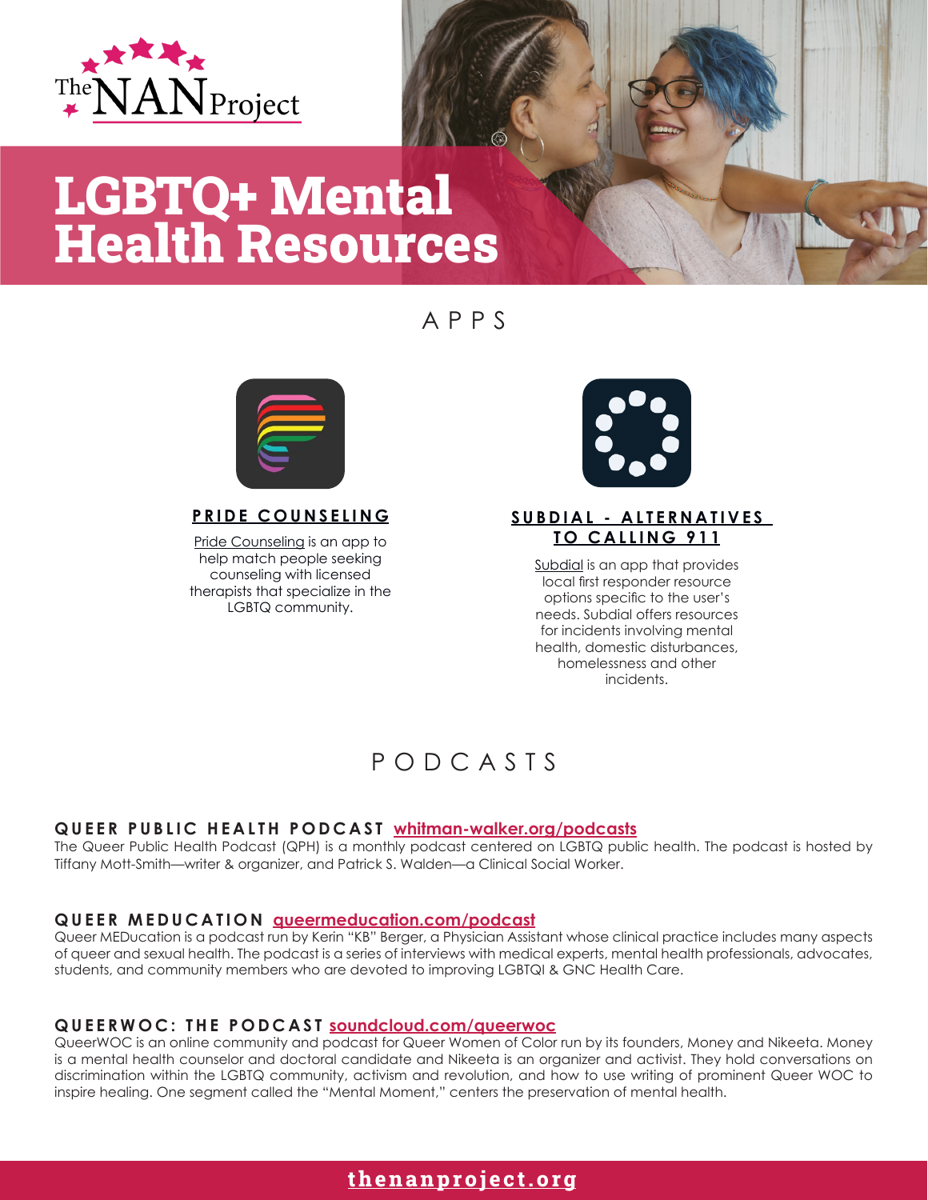The NAN Project

# LGBTQ+ Mental Health Resources

## APPS

### PRIDE COUNSELING

Pride Counseling is an app to help match people seeking counseling with licensed therapists that specialize in the LGBTQ community.

### SUBDIAL - ALTERNATIVES TO CALLING 911

Subdial is an app that provides local first responder resource options specific to the user's needs. Subdial offers resources for incidents involving mental health, domestic disturbances, homelessness and other incidents.

## PODCASTS

### QUEER PUBLIC HEALTH PODCAST whitman-walker.org/podcasts

The Queer Public Health Podcast (QPH) is a monthly podcast centered on LGBTQ public health. The podcast is hosted by Tiffany Mott-Smith—writer & organizer, and Patrick S. Walden—a Clinical Social Worker.

### QUEER MEDUCATION queermeducation.com/podcast

Queer MEDucation is a podcast run by Kerin "KB" Berger, a Physician Assistant whose clinical practice includes many aspects of queer and sexual health. The podcast is a series of interviews with medical experts, mental health professionals, advocates, students, and community members who are devoted to improving LGBTQI & GNC Health Care.

### QUEERWOC: THE PODCAST soundcloud.com/queerwoc

QueerWOC is an online community and podcast for Queer Women of Color run by its founders, Money and Nikeeta. Money is a mental health counselor and doctoral candidate and Nikeeta is an organizer and activist. They hold conversations on discrimination within the LGBTQ community, activism and revolution, and how to use writing of prominent Queer WOC to inspire healing. One segment called the "Mental Moment," centers the preservation of mental health.

thenanproject.org